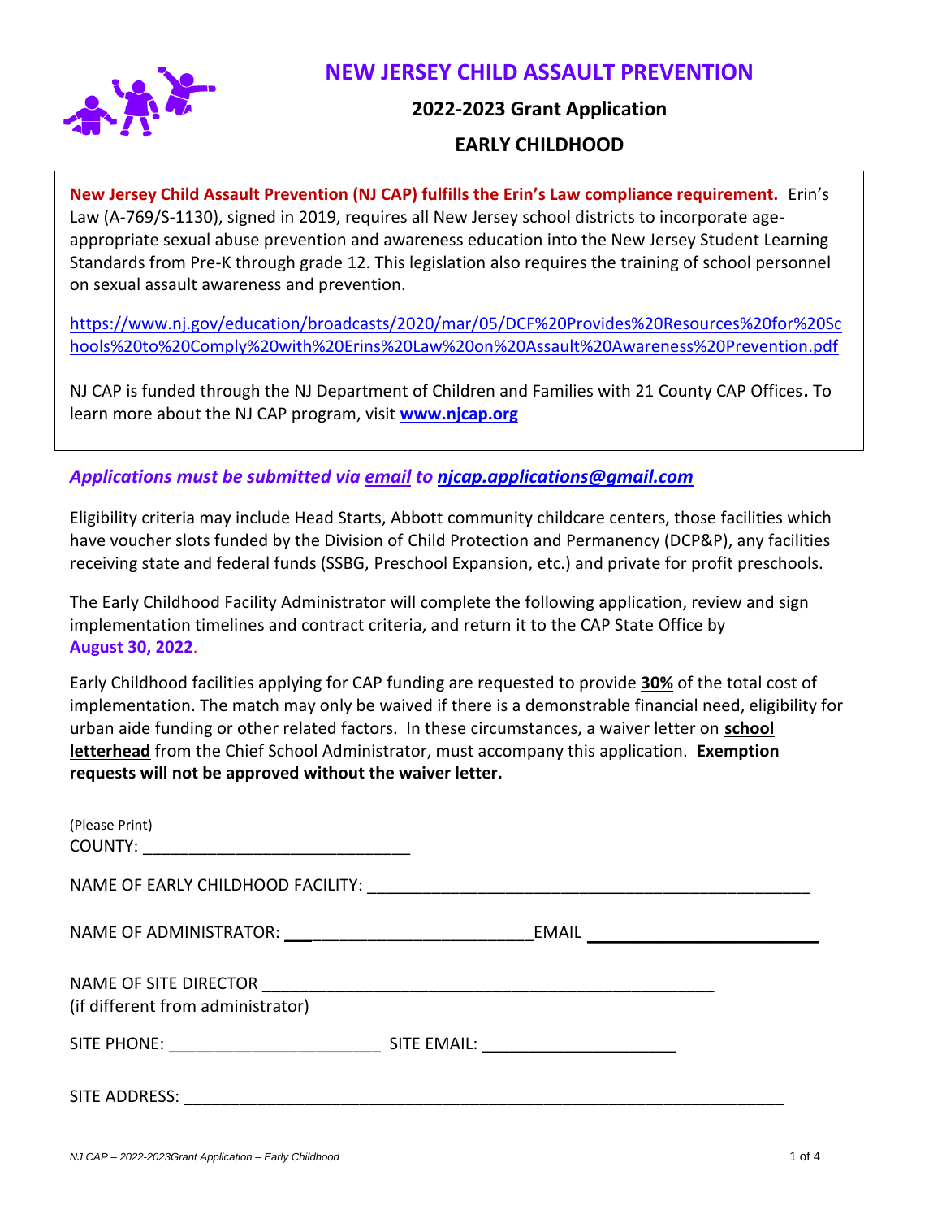# NEW JERSEY CHILD ASSAULT PREVENTION

## 2022-2023 Grant Application

## EARLY CHILDHOOD

**New Jersey Child Assault Prevention (NJ CAP) fulfills the Erin's Law compliance requirement.** Erin's Law (A-769/S-1130), signed in 2019, requires all New Jersey school districts to incorporate age-appropriate sexual abuse prevention and awareness education into the New Jersey Student Learning Standards from Pre-K through grade 12. This legislation also requires the training of school personnel on sexual assault awareness and prevention.

https://www.nj.gov/education/broadcasts/2020/mar/05/DCF%20Provides%20Resources%20for%20Schools%20to%20Comply%20with%20Erins%20Law%20on%20Assault%20Awareness%20Prevention.pdf

NJ CAP is funded through the NJ Department of Children and Families with 21 County CAP Offices**.** To learn more about the NJ CAP program, visit **www.njcap.org**

***Applications must be submitted via email to njcap.applications@gmail.com***

Eligibility criteria may include Head Starts, Abbott community childcare centers, those facilities which have voucher slots funded by the Division of Child Protection and Permanency (DCP&P), any facilities receiving state and federal funds (SSBG, Preschool Expansion, etc.) and private for profit preschools.

The Early Childhood Facility Administrator will complete the following application, review and sign implementation timelines and contract criteria, and return it to the CAP State Office by **August 30, 2022**.

Early Childhood facilities applying for CAP funding are requested to provide **30%** of the total cost of implementation. The match may only be waived if there is a demonstrable financial need, eligibility for urban aide funding or other related factors. In these circumstances, a waiver letter on **school letterhead** from the Chief School Administrator, must accompany this application. **Exemption requests will not be approved without the waiver letter.**

(Please Print)
COUNTY: ______________________________

NAME OF EARLY CHILDHOOD FACILITY: ________________________________________________

NAME OF ADMINISTRATOR: ___________________________ EMAIL ________________________

NAME OF SITE DIRECTOR ________________________________________________
(if different from administrator)

SITE PHONE: ______________________ SITE EMAIL: _____________________

SITE ADDRESS: ______________________________________________________________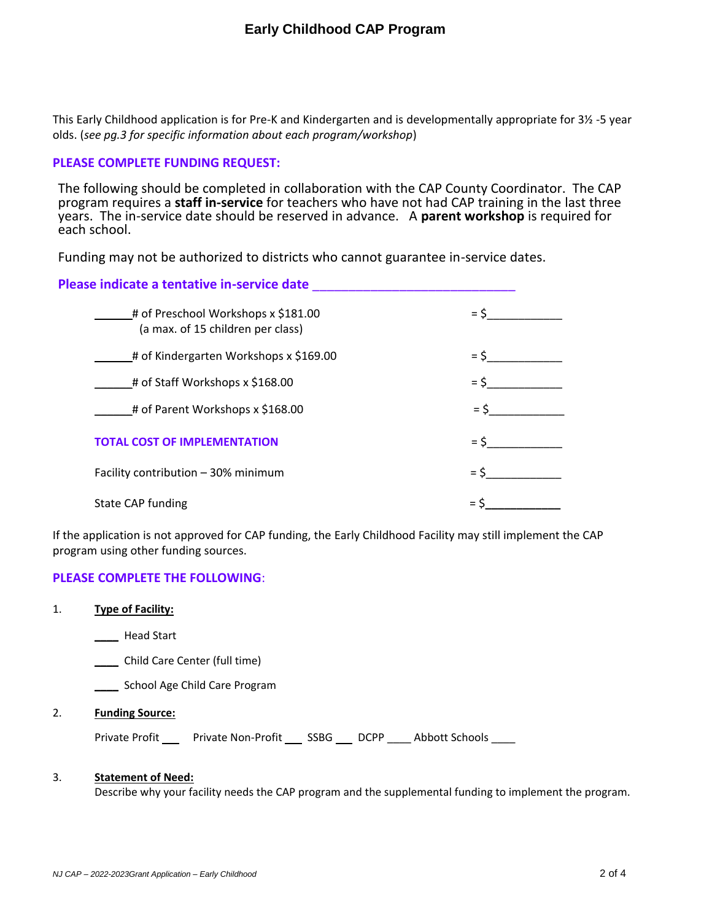# Early Childhood CAP Program

This Early Childhood application is for Pre-K and Kindergarten and is developmentally appropriate for 3½ -5 year olds. (*see pg.3 for specific information about each program/workshop*)

**PLEASE COMPLETE FUNDING REQUEST:**

The following should be completed in collaboration with the CAP County Coordinator. The CAP program requires a **staff in-service** for teachers who have not had CAP training in the last three years. The in-service date should be reserved in advance. A **parent workshop** is required for each school.

Funding may not be authorized to districts who cannot guarantee in-service dates.

**Please indicate a tentative in-service date ___________________________**

______# of Preschool Workshops x $181.00 (a max. of 15 children per class) = $____________

______# of Kindergarten Workshops x $169.00 = $____________

______# of Staff Workshops x $168.00 = $____________

______# of Parent Workshops x $168.00 = $____________

**TOTAL COST OF IMPLEMENTATION** = $____________

Facility contribution – 30% minimum = $____________

State CAP funding = $____________

If the application is not approved for CAP funding, the Early Childhood Facility may still implement the CAP program using other funding sources.

**PLEASE COMPLETE THE FOLLOWING:**

1. **Type of Facility:**

   ____ Head Start

   ____ Child Care Center (full time)

   ____ School Age Child Care Program

2. **Funding Source:**

   Private Profit ___ Private Non-Profit ___ SSBG ___ DCPP ____ Abbott Schools ____

3. **Statement of Need:**

   Describe why your facility needs the CAP program and the supplemental funding to implement the program.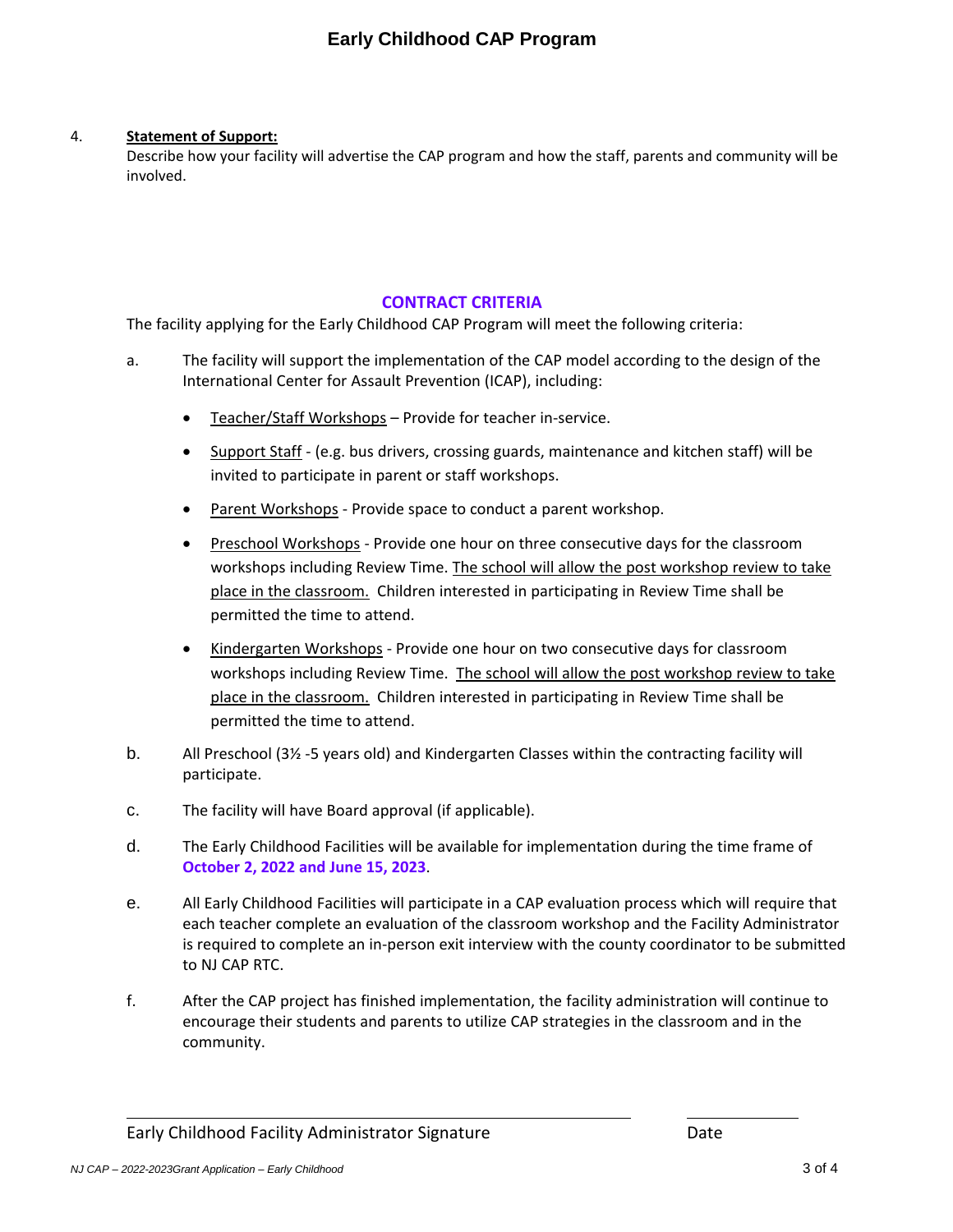# Early Childhood CAP Program

4. **Statement of Support:**
   Describe how your facility will advertise the CAP program and how the staff, parents and community will be involved.

## CONTRACT CRITERIA

The facility applying for the Early Childhood CAP Program will meet the following criteria:

a. The facility will support the implementation of the CAP model according to the design of the International Center for Assault Prevention (ICAP), including:

   - Teacher/Staff Workshops – Provide for teacher in-service.
   - Support Staff - (e.g. bus drivers, crossing guards, maintenance and kitchen staff) will be invited to participate in parent or staff workshops.
   - Parent Workshops - Provide space to conduct a parent workshop.
   - Preschool Workshops - Provide one hour on three consecutive days for the classroom workshops including Review Time. The school will allow the post workshop review to take place in the classroom. Children interested in participating in Review Time shall be permitted the time to attend.
   - Kindergarten Workshops - Provide one hour on two consecutive days for classroom workshops including Review Time. The school will allow the post workshop review to take place in the classroom. Children interested in participating in Review Time shall be permitted the time to attend.

b. All Preschool (3½ -5 years old) and Kindergarten Classes within the contracting facility will participate.

c. The facility will have Board approval (if applicable).

d. The Early Childhood Facilities will be available for implementation during the time frame of **October 2, 2022 and June 15, 2023**.

e. All Early Childhood Facilities will participate in a CAP evaluation process which will require that each teacher complete an evaluation of the classroom workshop and the Facility Administrator is required to complete an in-person exit interview with the county coordinator to be submitted to NJ CAP RTC.

f. After the CAP project has finished implementation, the facility administration will continue to encourage their students and parents to utilize CAP strategies in the classroom and in the community.

\_\_\_\_\_\_\_\_\_\_\_\_\_\_\_\_\_\_\_\_\_\_\_\_\_\_\_\_\_\_\_\_\_\_\_\_\_\_\_\_\_\_ \_\_\_\_\_\_\_\_\_\_\_\_

Early Childhood Facility Administrator Signature Date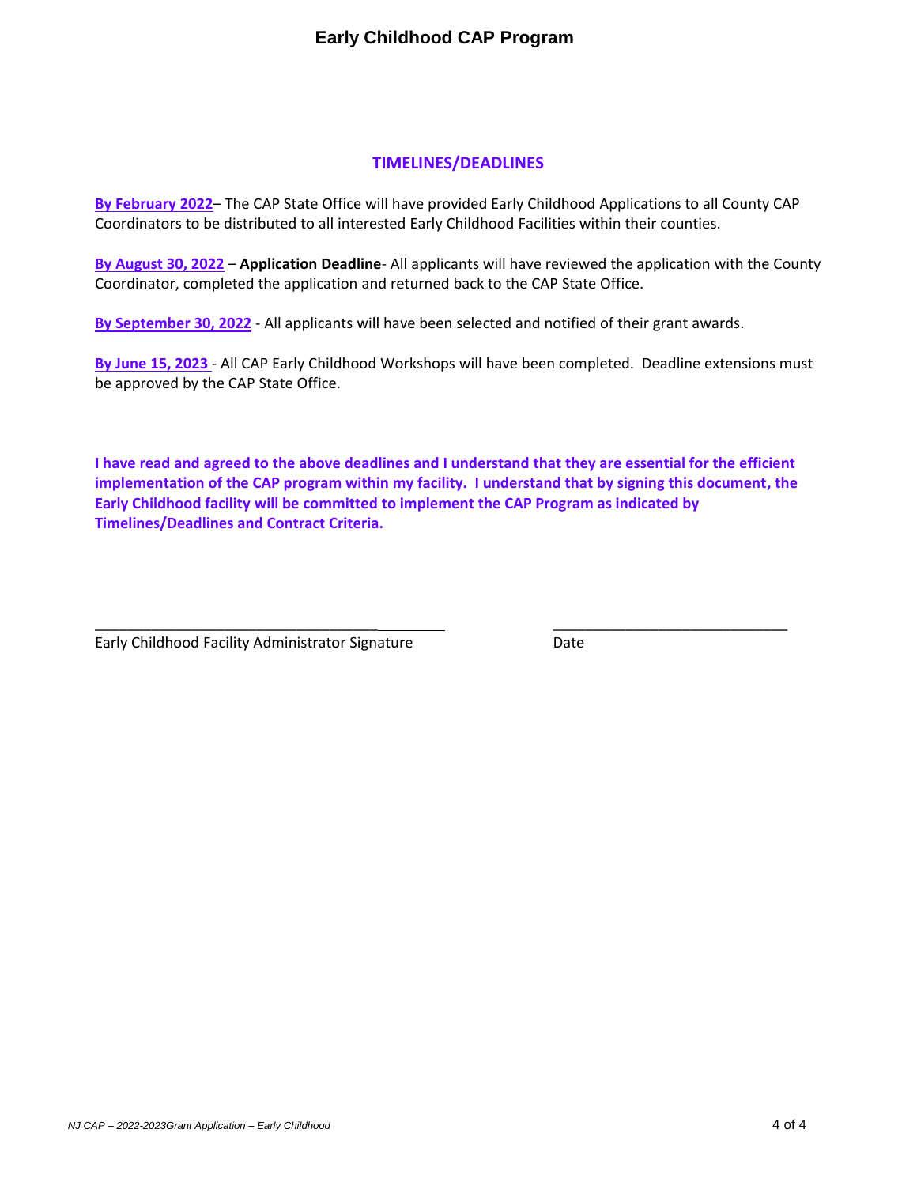## TIMELINES/DEADLINES

**By February 2022**– The CAP State Office will have provided Early Childhood Applications to all County CAP Coordinators to be distributed to all interested Early Childhood Facilities within their counties.

**By August 30, 2022** – **Application Deadline**- All applicants will have reviewed the application with the County Coordinator, completed the application and returned back to the CAP State Office.

**By September 30, 2022** - All applicants will have been selected and notified of their grant awards.

**By June 15, 2023** - All CAP Early Childhood Workshops will have been completed. Deadline extensions must be approved by the CAP State Office.

**I have read and agreed to the above deadlines and I understand that they are essential for the efficient implementation of the CAP program within my facility. I understand that by signing this document, the Early Childhood facility will be committed to implement the CAP Program as indicated by Timelines/Deadlines and Contract Criteria.**

_____________________________________________ _____________________________

Early Childhood Facility Administrator Signature Date